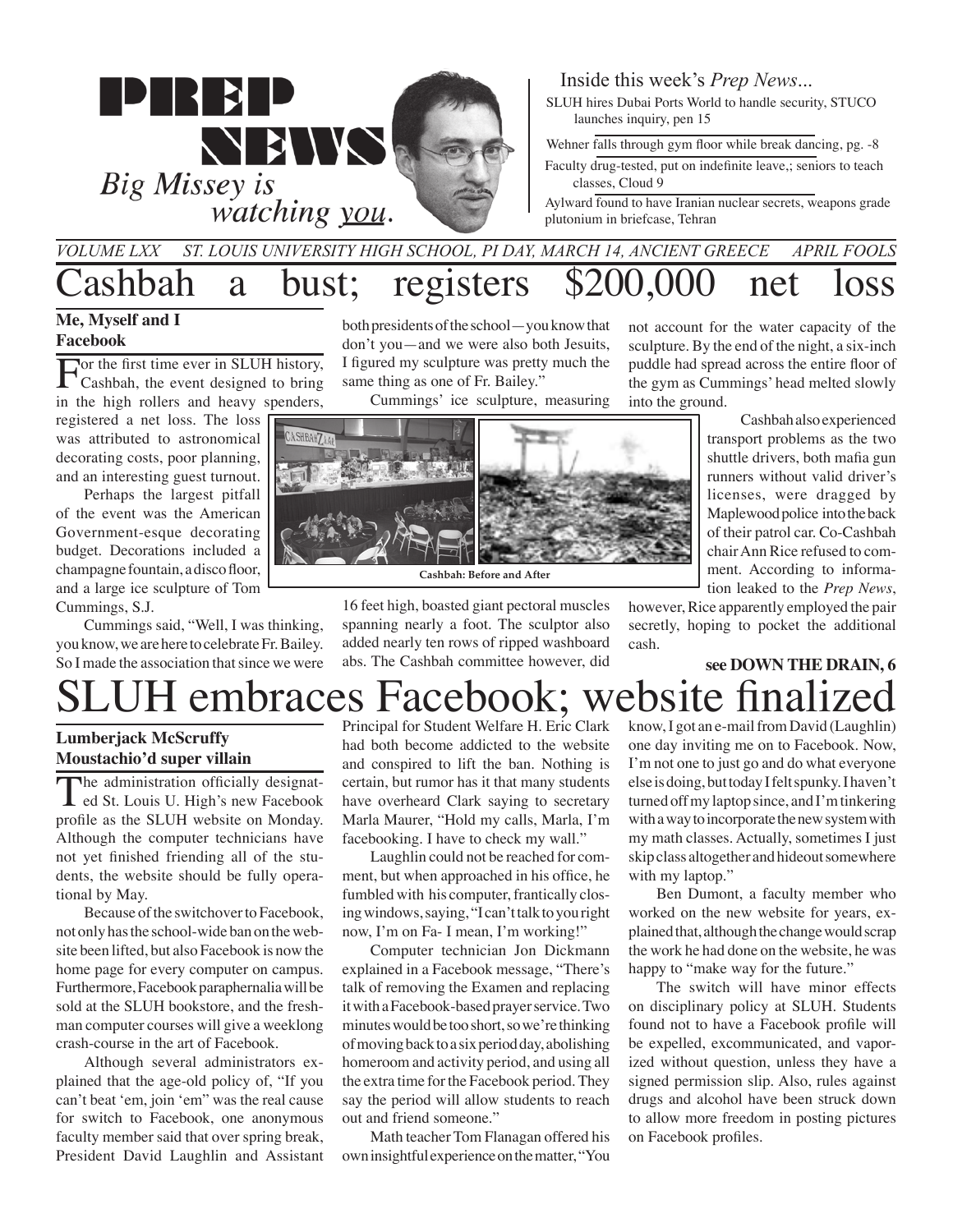# PREP NEWS

*Big Missey is watching you.*

Inside this week's *Prep News*...

SLUH hires Dubai Ports World to handle security, STUCO launches inquiry, pen 15

Wehner falls through gym floor while break dancing, pg. -8

Faculty drug-tested, put on indefinite leave,; seniors to teach classes, Cloud 9

Aylward found to have Iranian nuclear secrets, weapons grade plutonium in briefcase, Tehran

*VOLUME LXX ST. LOUIS UNIVERSITY HIGH SCHOOL, PI DAY, MARCH 14, ANCIENT GREECE APRIL FOOLS*

# Cashbah a bust; registers $200,000 net loss

**Me, Myself and I**
**Facebook**

For the first time ever in SLUH history, Cashbah, the event designed to bring in the high rollers and heavy spenders, registered a net loss. The loss was attributed to astronomical decorating costs, poor planning, and an interesting guest turnout.

Perhaps the largest pitfall of the event was the American Government-esque decorating budget. Decorations included a champagne fountain, a disco floor, and a large ice sculpture of Tom Cummings, S.J.

Cummings said, "Well, I was thinking, you know, we are here to celebrate Fr. Bailey. So I made the association that since we were both presidents of the school—you know that don't you—and we were also both Jesuits, I figured my sculpture was pretty much the same thing as one of Fr. Bailey."

Cummings' ice sculpture, measuring 16 feet high, boasted giant pectoral muscles spanning nearly a foot. The sculptor also added nearly ten rows of ripped washboard abs. The Cashbah committee however, did not account for the water capacity of the sculpture. By the end of the night, a six-inch puddle had spread across the entire floor of the gym as Cummings' head melted slowly into the ground.

**Cashbah: Before and After**

Cashbah also experienced transport problems as the two shuttle drivers, both mafia gun runners without valid driver's licenses, were dragged by Maplewood police into the back of their patrol car. Co-Cashbah chair Ann Rice refused to comment. According to information leaked to the *Prep News*, however, Rice apparently employed the pair secretly, hoping to pocket the additional cash.

**see DOWN THE DRAIN, 6**

# SLUH embraces Facebook; website finalized

**Lumberjack McScruffy**
**Moustachio'd super villain**

The administration officially designated St. Louis U. High's new Facebook profile as the SLUH website on Monday. Although the computer technicians have not yet finished friending all of the students, the website should be fully operational by May.

Because of the switchover to Facebook, not only has the school-wide ban on the website been lifted, but also Facebook is now the home page for every computer on campus. Furthermore, Facebook paraphernalia will be sold at the SLUH bookstore, and the freshman computer courses will give a weeklong crash-course in the art of Facebook.

Although several administrators explained that the age-old policy of, "If you can't beat 'em, join 'em" was the real cause for switch to Facebook, one anonymous faculty member said that over spring break, President David Laughlin and Assistant Principal for Student Welfare H. Eric Clark had both become addicted to the website and conspired to lift the ban. Nothing is certain, but rumor has it that many students have overheard Clark saying to secretary Marla Maurer, "Hold my calls, Marla, I'm facebooking. I have to check my wall."

Laughlin could not be reached for comment, but when approached in his office, he fumbled with his computer, frantically closing windows, saying, "I can't talk to you right now, I'm on Fa- I mean, I'm working!"

Computer technician Jon Dickmann explained in a Facebook message, "There's talk of removing the Examen and replacing it with a Facebook-based prayer service. Two minutes would be too short, so we're thinking of moving back to a six period day, abolishing homeroom and activity period, and using all the extra time for the Facebook period. They say the period will allow students to reach out and friend someone."

Math teacher Tom Flanagan offered his own insightful experience on the matter, "You know, I got an e-mail from David (Laughlin) one day inviting me on to Facebook. Now, I'm not one to just go and do what everyone else is doing, but today I felt spunky. I haven't turned off my laptop since, and I'm tinkering with a way to incorporate the new system with my math classes. Actually, sometimes I just skip class altogether and hide out somewhere with my laptop."

Ben Dumont, a faculty member who worked on the new website for years, explained that, although the change would scrap the work he had done on the website, he was happy to "make way for the future."

The switch will have minor effects on disciplinary policy at SLUH. Students found not to have a Facebook profile will be expelled, excommunicated, and vaporized without question, unless they have a signed permission slip. Also, rules against drugs and alcohol have been struck down to allow more freedom in posting pictures on Facebook profiles.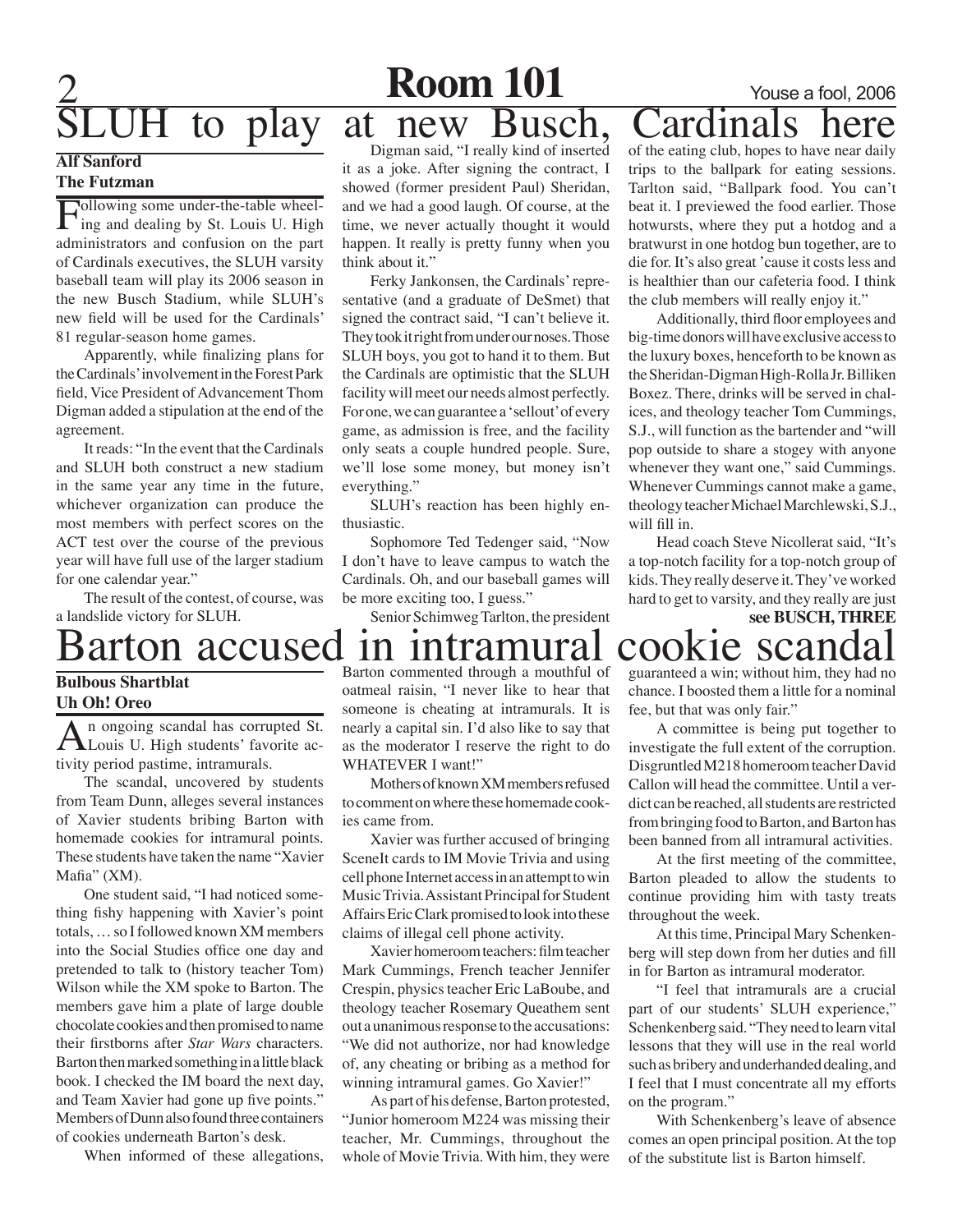# SLUH to play at new Busch, Cardinals here

**Alf Sanford**
**The Futzman**

Following some under-the-table wheeling and dealing by St. Louis U. High administrators and confusion on the part of Cardinals executives, the SLUH varsity baseball team will play its 2006 season in the new Busch Stadium, while SLUH's new field will be used for the Cardinals' 81 regular-season home games.

Apparently, while finalizing plans for the Cardinals' involvement in the Forest Park field, Vice President of Advancement Thom Digman added a stipulation at the end of the agreement.

It reads: "In the event that the Cardinals and SLUH both construct a new stadium in the same year any time in the future, whichever organization can produce the most members with perfect scores on the ACT test over the course of the previous year will have full use of the larger stadium for one calendar year."

The result of the contest, of course, was a landslide victory for SLUH.

Digman said, "I really kind of inserted it as a joke. After signing the contract, I showed (former president Paul) Sheridan, and we had a good laugh. Of course, at the time, we never actually thought it would happen. It really is pretty funny when you think about it."

Ferky Jankonsen, the Cardinals' representative (and a graduate of DeSmet) that signed the contract said, "I can't believe it. They took it right from under our noses. Those SLUH boys, you got to hand it to them. But the Cardinals are optimistic that the SLUH facility will meet our needs almost perfectly. For one, we can guarantee a 'sellout' of every game, as admission is free, and the facility only seats a couple hundred people. Sure, we'll lose some money, but money isn't everything."

SLUH's reaction has been highly enthusiastic.

Sophomore Ted Tedenger said, "Now I don't have to leave campus to watch the Cardinals. Oh, and our baseball games will be more exciting too, I guess."

Senior Schimweg Tarlton, the president of the eating club, hopes to have near daily trips to the ballpark for eating sessions. Tarlton said, "Ballpark food. You can't beat it. I previewed the food earlier. Those hotwursts, where they put a hotdog and a bratwurst in one hotdog bun together, are to die for. It's also great 'cause it costs less and is healthier than our cafeteria food. I think the club members will really enjoy it."

Additionally, third floor employees and big-time donors will have exclusive access to the luxury boxes, henceforth to be known as the Sheridan-Digman High-Rolla Jr. Billiken Boxez. There, drinks will be served in chalices, and theology teacher Tom Cummings, S.J., will function as the bartender and "will pop outside to share a stogey with anyone whenever they want one," said Cummings. Whenever Cummings cannot make a game, theology teacher Michael Marchlewski, S.J., will fill in.

Head coach Steve Nicollerat said, "It's a top-notch facility for a top-notch group of kids. They really deserve it. They've worked hard to get to varsity, and they really are just

**see BUSCH, THREE**

# Barton accused in intramural cookie scandal

**Bulbous Shartblat**
**Uh Oh! Oreo**

An ongoing scandal has corrupted St. Louis U. High students' favorite activity period pastime, intramurals.

The scandal, uncovered by students from Team Dunn, alleges several instances of Xavier students bribing Barton with homemade cookies for intramural points. These students have taken the name "Xavier Mafia" (XM).

One student said, "I had noticed something fishy happening with Xavier's point totals, … so I followed known XM members into the Social Studies office one day and pretended to talk to (history teacher Tom) Wilson while the XM spoke to Barton. The members gave him a plate of large double chocolate cookies and then promised to name their firstborns after *Star Wars* characters. Barton then marked something in a little black book. I checked the IM board the next day, and Team Xavier had gone up five points." Members of Dunn also found three containers of cookies underneath Barton's desk.

When informed of these allegations, Barton commented through a mouthful of oatmeal raisin, "I never like to hear that someone is cheating at intramurals. It is nearly a capital sin. I'd also like to say that as the moderator I reserve the right to do WHATEVER I want!"

Mothers of known XM members refused to comment on where these homemade cookies came from.

Xavier was further accused of bringing SceneIt cards to IM Movie Trivia and using cell phone Internet access in an attempt to win Music Trivia. Assistant Principal for Student Affairs Eric Clark promised to look into these claims of illegal cell phone activity.

Xavier homeroom teachers: film teacher Mark Cummings, French teacher Jennifer Crespin, physics teacher Eric LaBoube, and theology teacher Rosemary Queathem sent out a unanimous response to the accusations: "We did not authorize, nor had knowledge of, any cheating or bribing as a method for winning intramural games. Go Xavier!"

As part of his defense, Barton protested, "Junior homeroom M224 was missing their teacher, Mr. Cummings, throughout the whole of Movie Trivia. With him, they were guaranteed a win; without him, they had no chance. I boosted them a little for a nominal fee, but that was only fair."

A committee is being put together to investigate the full extent of the corruption. Disgruntled M218 homeroom teacher David Callon will head the committee. Until a verdict can be reached, all students are restricted from bringing food to Barton, and Barton has been banned from all intramural activities.

At the first meeting of the committee, Barton pleaded to allow the students to continue providing him with tasty treats throughout the week.

At this time, Principal Mary Schenkenberg will step down from her duties and fill in for Barton as intramural moderator.

"I feel that intramurals are a crucial part of our students' SLUH experience," Schenkenberg said. "They need to learn vital lessons that they will use in the real world such as bribery and underhanded dealing, and I feel that I must concentrate all my efforts on the program."

With Schenkenberg's leave of absence comes an open principal position. At the top of the substitute list is Barton himself.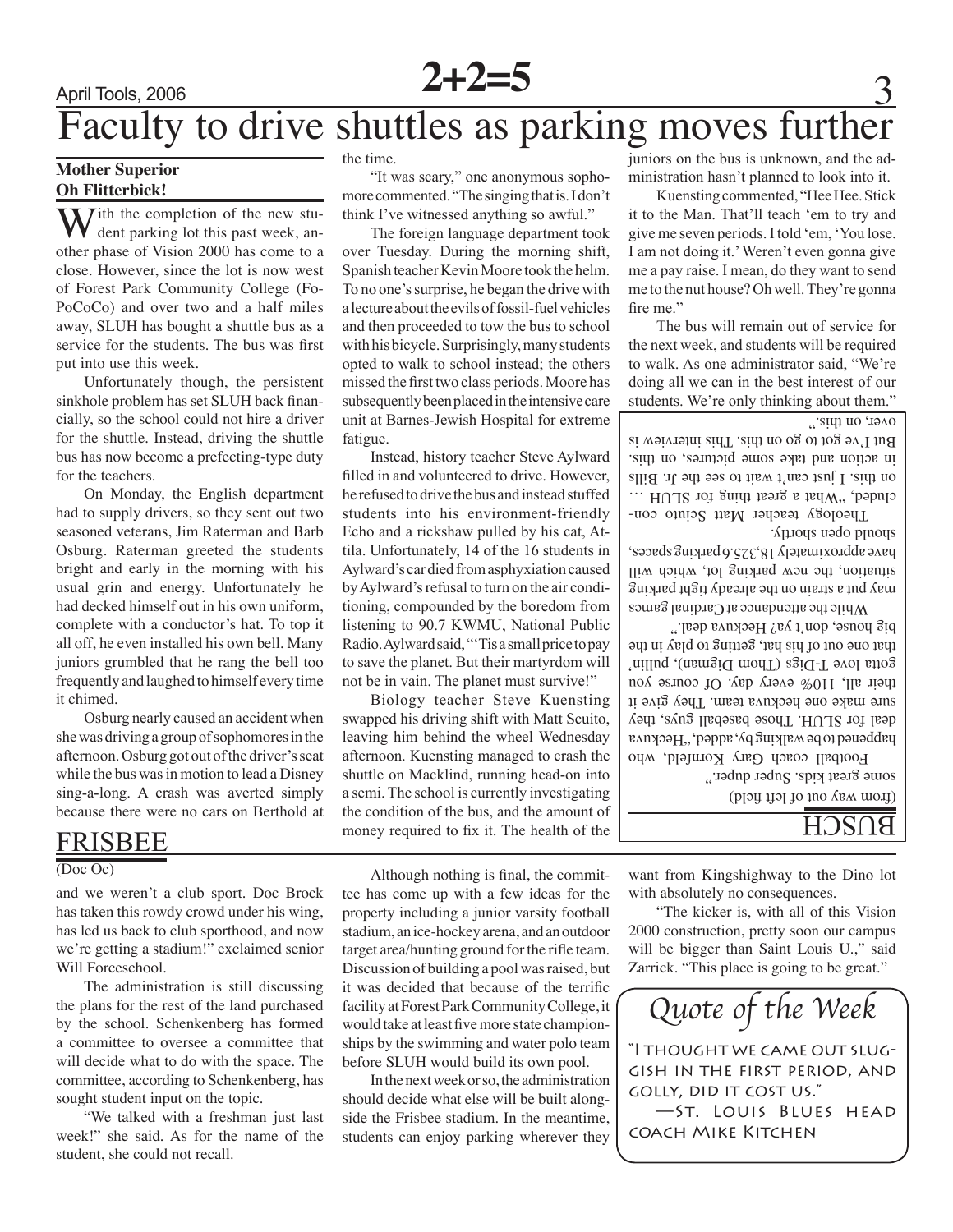# Faculty to drive shuttles as parking moves further

**Mother Superior**
**Oh Flitterbick!**

With the completion of the new student parking lot this past week, another phase of Vision 2000 has come to a close. However, since the lot is now west of Forest Park Community College (FoPoCoCo) and over two and a half miles away, SLUH has bought a shuttle bus as a service for the students. The bus was first put into use this week.

Unfortunately though, the persistent sinkhole problem has set SLUH back financially, so the school could not hire a driver for the shuttle. Instead, driving the shuttle bus has now become a prefecting-type duty for the teachers.

On Monday, the English department had to supply drivers, so they sent out two seasoned veterans, Jim Raterman and Barb Osburg. Raterman greeted the students bright and early in the morning with his usual grin and energy. Unfortunately he had decked himself out in his own uniform, complete with a conductor's hat. To top it all off, he even installed his own bell. Many juniors grumbled that he rang the bell too frequently and laughed to himself every time it chimed.

Osburg nearly caused an accident when she was driving a group of sophomores in the afternoon. Osburg got out of the driver's seat while the bus was in motion to lead a Disney sing-a-long. A crash was averted simply because there were no cars on Berthold at the time.

"It was scary," one anonymous sophomore commented. "The singing that is. I don't think I've witnessed anything so awful."

The foreign language department took over Tuesday. During the morning shift, Spanish teacher Kevin Moore took the helm. To no one's surprise, he began the drive with a lecture about the evils of fossil-fuel vehicles and then proceeded to tow the bus to school with his bicycle. Surprisingly, many students opted to walk to school instead; the others missed the first two class periods. Moore has subsequently been placed in the intensive care unit at Barnes-Jewish Hospital for extreme fatigue.

Instead, history teacher Steve Aylward filled in and volunteered to drive. However, he refused to drive the bus and instead stuffed students into his environment-friendly Echo and a rickshaw pulled by his cat, Attila. Unfortunately, 14 of the 16 students in Aylward's car died from asphyxiation caused by Aylward's refusal to turn on the air conditioning, compounded by the boredom from listening to 90.7 KWMU, National Public Radio. Aylward said, "'Tis a small price to pay to save the planet. But their martyrdom will not be in vain. The planet must survive!"

Biology teacher Steve Kuensting swapped his driving shift with Matt Scuito, leaving him behind the wheel Wednesday afternoon. Kuensting managed to crash the shuttle on Macklind, running head-on into a semi. The school is currently investigating the condition of the bus, and the amount of money required to fix it. The health of the juniors on the bus is unknown, and the administration hasn't planned to look into it.

Kuensting commented, "Hee Hee. Stick it to the Man. That'll teach 'em to try and give me seven periods. I told 'em, 'You lose. I am not doing it.' Weren't even gonna give me a pay raise. I mean, do they want to send me to the nut house? Oh well. They're gonna fire me."

The bus will remain out of service for the next week, and students will be required to walk. As one administrator said, "We're doing all we can in the best interest of our students. We're only thinking about them."

## BUSCH

(from way out of left field)

some great kids. Super duper."

Football coach Gary Kornfeld, who happened to be walking by, added, "Heckuva deal for SLUH. Those baseball guys, they sure make one heckuva team. They give it their all, 110% every day. Of course you gotta love T-Digs (Thom Digman), pullin' that one out of his hat, getting to play in the big house, don't ya? Heckuva deal."

While the attendance at Cardinal games may put a strain on the already tight parking situation, the new parking lot, which will have approximately 18,325.6 parking spaces, should open shortly.

Theology teacher Matt Sciuto concluded, "What a great thing for SLUH ... on this. I just can't wait to see the Jr. Bills in action and take some pictures, on this. But I've got to go on this. This interview is over, on this."

## FRISBEE

(Doc Oc)

and we weren't a club sport. Doc Brock has taken this rowdy crowd under his wing, has led us back to club sporthood, and now we're getting a stadium!" exclaimed senior Will Forceschool.

The administration is still discussing the plans for the rest of the land purchased by the school. Schenkenberg has formed a committee to oversee a committee that will decide what to do with the space. The committee, according to Schenkenberg, has sought student input on the topic.

"We talked with a freshman just last week!" she said. As for the name of the student, she could not recall.

Although nothing is final, the committee has come up with a few ideas for the property including a junior varsity football stadium, an ice-hockey arena, and an outdoor target area/hunting ground for the rifle team. Discussion of building a pool was raised, but it was decided that because of the terrific facility at Forest Park Community College, it would take at least five more state championships by the swimming and water polo team before SLUH would build its own pool.

In the next week or so, the administration should decide what else will be built alongside the Frisbee stadium. In the meantime, students can enjoy parking wherever they want from Kingshighway to the Dino lot with absolutely no consequences.

"The kicker is, with all of this Vision 2000 construction, pretty soon our campus will be bigger than Saint Louis U.," said Zarrick. "This place is going to be great."

## Quote of the Week

"I thought we came out sluggish in the first period, and golly, did it cost us."

—St. Louis Blues head coach Mike Kitchen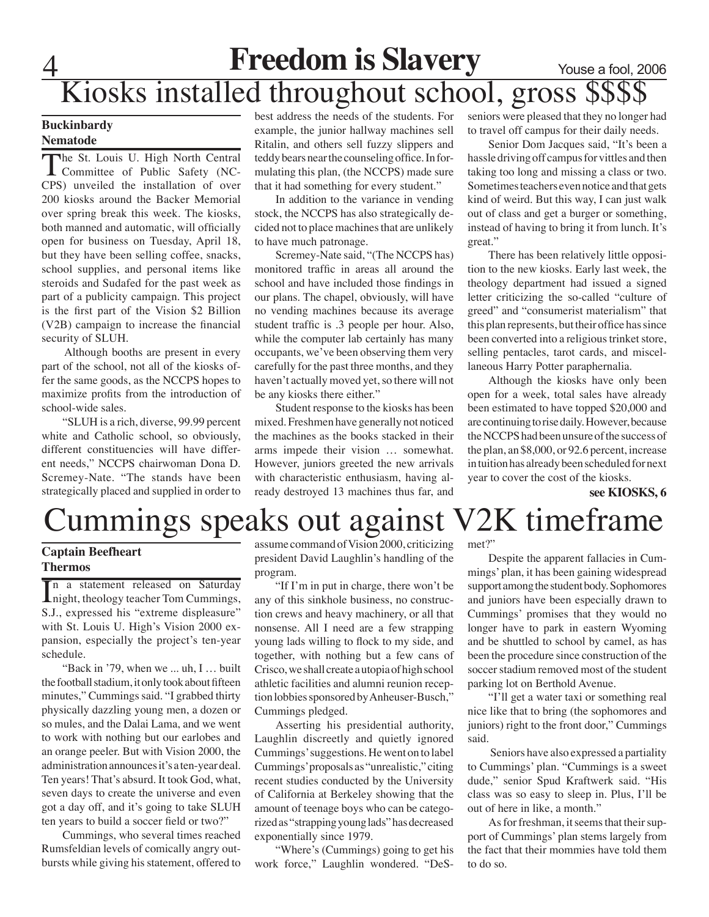# Kiosks installed throughout school, gross $$$$

**Buckinbardy Nematode**

The St. Louis U. High North Central Committee of Public Safety (NCCPS) unveiled the installation of over 200 kiosks around the Backer Memorial over spring break this week. The kiosks, both manned and automatic, will officially open for business on Tuesday, April 18, but they have been selling coffee, snacks, school supplies, and personal items like steroids and Sudafed for the past week as part of a publicity campaign. This project is the first part of the Vision $2 Billion (V2B) campaign to increase the financial security of SLUH.

Although booths are present in every part of the school, not all of the kiosks offer the same goods, as the NCCPS hopes to maximize profits from the introduction of school-wide sales.

"SLUH is a rich, diverse, 99.99 percent white and Catholic school, so obviously, different constituencies will have different needs," NCCPS chairwoman Dona D. Scremey-Nate. "The stands have been strategically placed and supplied in order to best address the needs of the students. For example, the junior hallway machines sell Ritalin, and others sell fuzzy slippers and teddy bears near the counseling office. In formulating this plan, (the NCCPS) made sure that it had something for every student."

In addition to the variance in vending stock, the NCCPS has also strategically decided not to place machines that are unlikely to have much patronage.

Scremey-Nate said, "(The NCCPS has) monitored traffic in areas all around the school and have included those findings in our plans. The chapel, obviously, will have no vending machines because its average student traffic is .3 people per hour. Also, while the computer lab certainly has many occupants, we've been observing them very carefully for the past three months, and they haven't actually moved yet, so there will not be any kiosks there either."

Student response to the kiosks has been mixed. Freshmen have generally not noticed the machines as the books stacked in their arms impede their vision … somewhat. However, juniors greeted the new arrivals with characteristic enthusiasm, having already destroyed 13 machines thus far, and seniors were pleased that they no longer had to travel off campus for their daily needs.

Senior Dom Jacques said, "It's been a hassle driving off campus for vittles and then taking too long and missing a class or two. Sometimes teachers even notice and that gets kind of weird. But this way, I can just walk out of class and get a burger or something, instead of having to bring it from lunch. It's great."

There has been relatively little opposition to the new kiosks. Early last week, the theology department had issued a signed letter criticizing the so-called "culture of greed" and "consumerist materialism" that this plan represents, but their office has since been converted into a religious trinket store, selling pentacles, tarot cards, and miscellaneous Harry Potter paraphernalia.

Although the kiosks have only been open for a week, total sales have already been estimated to have topped $20,000 and are continuing to rise daily. However, because the NCCPS had been unsure of the success of the plan, an $8,000, or 92.6 percent, increase in tuition has already been scheduled for next year to cover the cost of the kiosks.

**see KIOSKS, 6**

# Cummings speaks out against V2K timeframe

**Captain Beefheart Thermos**

In a statement released on Saturday night, theology teacher Tom Cummings, S.J., expressed his "extreme displeasure" with St. Louis U. High's Vision 2000 expansion, especially the project's ten-year schedule.

"Back in '79, when we ... uh, I … built the football stadium, it only took about fifteen minutes," Cummings said. "I grabbed thirty physically dazzling young men, a dozen or so mules, and the Dalai Lama, and we went to work with nothing but our earlobes and an orange peeler. But with Vision 2000, the administration announces it's a ten-year deal. Ten years! That's absurd. It took God, what, seven days to create the universe and even got a day off, and it's going to take SLUH ten years to build a soccer field or two?"

Cummings, who several times reached Rumsfeldian levels of comically angry outbursts while giving his statement, offered to assume command of Vision 2000, criticizing president David Laughlin's handling of the program.

"If I'm in put in charge, there won't be any of this sinkhole business, no construction crews and heavy machinery, or all that nonsense. All I need are a few strapping young lads willing to flock to my side, and together, with nothing but a few cans of Crisco, we shall create a utopia of high school athletic facilities and alumni reunion reception lobbies sponsored by Anheuser-Busch," Cummings pledged.

Asserting his presidential authority, Laughlin discreetly and quietly ignored Cummings' suggestions. He went on to label Cummings' proposals as "unrealistic," citing recent studies conducted by the University of California at Berkeley showing that the amount of teenage boys who can be categorized as "strapping young lads" has decreased exponentially since 1979.

"Where's (Cummings) going to get his work force," Laughlin wondered. "DeSmet?"

Despite the apparent fallacies in Cummings' plan, it has been gaining widespread support among the student body. Sophomores and juniors have been especially drawn to Cummings' promises that they would no longer have to park in eastern Wyoming and be shuttled to school by camel, as has been the procedure since construction of the soccer stadium removed most of the student parking lot on Berthold Avenue.

"I'll get a water taxi or something real nice like that to bring (the sophomores and juniors) right to the front door," Cummings said.

Seniors have also expressed a partiality to Cummings' plan. "Cummings is a sweet dude," senior Spud Kraftwerk said. "His class was so easy to sleep in. Plus, I'll be out of here in like, a month."

As for freshman, it seems that their support of Cummings' plan stems largely from the fact that their mommies have told them to do so.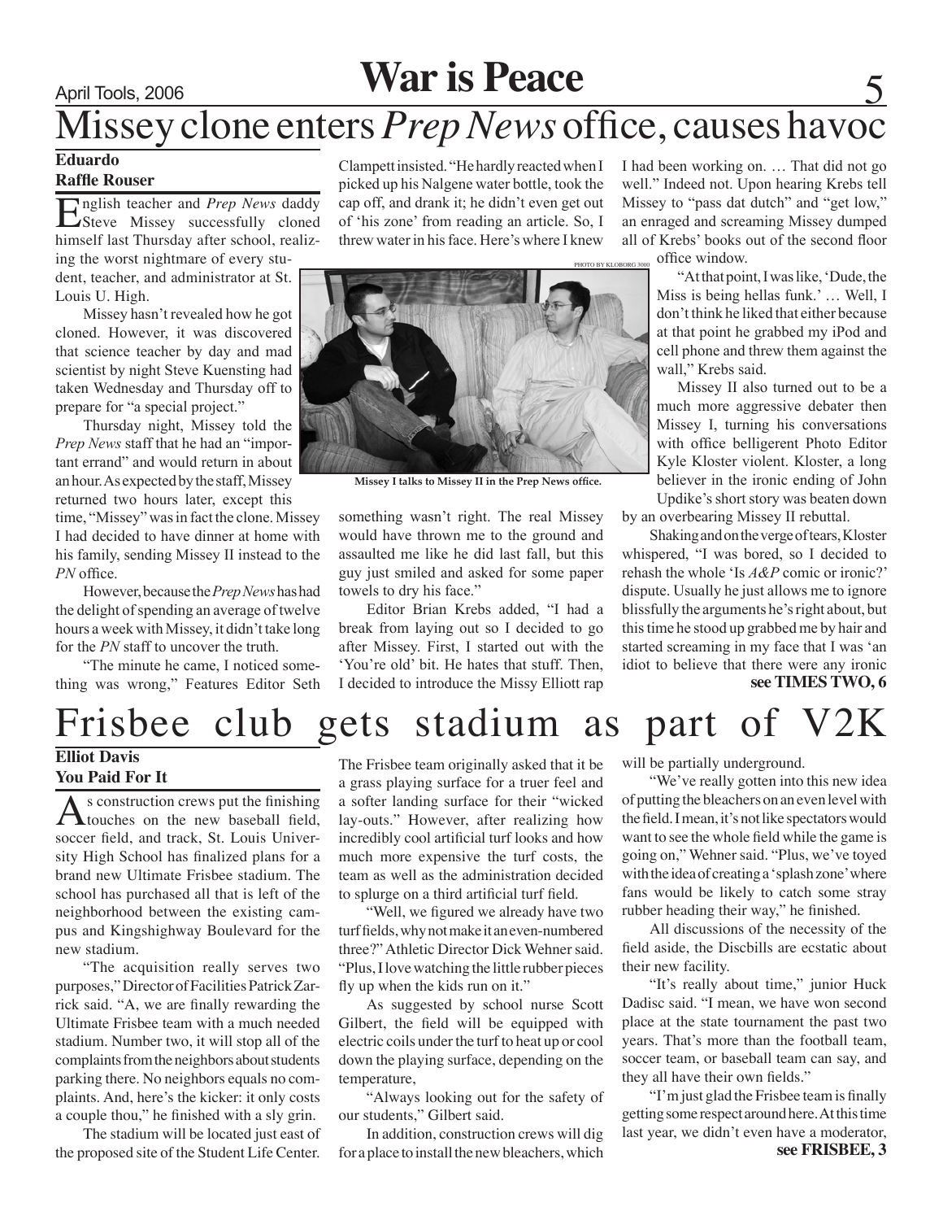# War is Peace

## Missey clone enters *Prep News* office, causes havoc

**Eduardo**
**Raffle Rouser**

English teacher and *Prep News* daddy Steve Missey successfully cloned himself last Thursday after school, realizing the worst nightmare of every student, teacher, and administrator at St. Louis U. High.

Missey hasn't revealed how he got cloned. However, it was discovered that science teacher by day and mad scientist by night Steve Kuensting had taken Wednesday and Thursday off to prepare for "a special project."

Thursday night, Missey told the *Prep News* staff that he had an "important errand" and would return in about an hour. As expected by the staff, Missey returned two hours later, except this time, "Missey" was in fact the clone. Missey I had decided to have dinner at home with his family, sending Missey II instead to the *PN* office.

However, because the *Prep News* has had the delight of spending an average of twelve hours a week with Missey, it didn't take long for the *PN* staff to uncover the truth.

"The minute he came, I noticed something was wrong," Features Editor Seth Clampett insisted. "He hardly reacted when I picked up his Nalgene water bottle, took the cap off, and drank it; he didn't even get out of 'his zone' from reading an article. So, I threw water in his face. Here's where I knew something wasn't right. The real Missey would have thrown me to the ground and assaulted me like he did last fall, but this guy just smiled and asked for some paper towels to dry his face."

PHOTO BY KLOBORG 3000

**Missey I talks to Missey II in the Prep News office.**

Editor Brian Krebs added, "I had a break from laying out so I decided to go after Missey. First, I started out with the 'You're old' bit. He hates that stuff. Then, I decided to introduce the Missy Elliott rap I had been working on. … That did not go well." Indeed not. Upon hearing Krebs tell Missey to "pass dat dutch" and "get low," an enraged and screaming Missey dumped all of Krebs' books out of the second floor office window.

"At that point, I was like, 'Dude, the Miss is being hellas funk.' … Well, I don't think he liked that either because at that point he grabbed my iPod and cell phone and threw them against the wall," Krebs said.

Missey II also turned out to be a much more aggressive debater then Missey I, turning his conversations with office belligerent Photo Editor Kyle Kloster violent. Kloster, a long believer in the ironic ending of John Updike's short story was beaten down by an overbearing Missey II rebuttal.

Shaking and on the verge of tears, Kloster whispered, "I was bored, so I decided to rehash the whole 'Is *A&P* comic or ironic?' dispute. Usually he just allows me to ignore blissfully the arguments he's right about, but this time he stood up grabbed me by hair and started screaming in my face that I was 'an idiot to believe that there were any ironic

**see TIMES TWO, 6**

## Frisbee club gets stadium as part of V2K

**Elliot Davis**
**You Paid For It**

As construction crews put the finishing touches on the new baseball field, soccer field, and track, St. Louis University High School has finalized plans for a brand new Ultimate Frisbee stadium. The school has purchased all that is left of the neighborhood between the existing campus and Kingshighway Boulevard for the new stadium.

"The acquisition really serves two purposes," Director of Facilities Patrick Zarrick said. "A, we are finally rewarding the Ultimate Frisbee team with a much needed stadium. Number two, it will stop all of the complaints from the neighbors about students parking there. No neighbors equals no complaints. And, here's the kicker: it only costs a couple thou," he finished with a sly grin.

The stadium will be located just east of the proposed site of the Student Life Center. The Frisbee team originally asked that it be a grass playing surface for a truer feel and a softer landing surface for their "wicked lay-outs." However, after realizing how incredibly cool artificial turf looks and how much more expensive the turf costs, the team as well as the administration decided to splurge on a third artificial turf field.

"Well, we figured we already have two turf fields, why not make it an even-numbered three?" Athletic Director Dick Wehner said. "Plus, I love watching the little rubber pieces fly up when the kids run on it."

As suggested by school nurse Scott Gilbert, the field will be equipped with electric coils under the turf to heat up or cool down the playing surface, depending on the temperature,

"Always looking out for the safety of our students," Gilbert said.

In addition, construction crews will dig for a place to install the new bleachers, which will be partially underground.

"We've really gotten into this new idea of putting the bleachers on an even level with the field. I mean, it's not like spectators would want to see the whole field while the game is going on," Wehner said. "Plus, we've toyed with the idea of creating a 'splash zone' where fans would be likely to catch some stray rubber heading their way," he finished.

All discussions of the necessity of the field aside, the Discbills are ecstatic about their new facility.

"It's really about time," junior Huck Dadisc said. "I mean, we have won second place at the state tournament the past two years. That's more than the football team, soccer team, or baseball team can say, and they all have their own fields."

"I'm just glad the Frisbee team is finally getting some respect around here. At this time last year, we didn't even have a moderator,

**see FRISBEE, 3**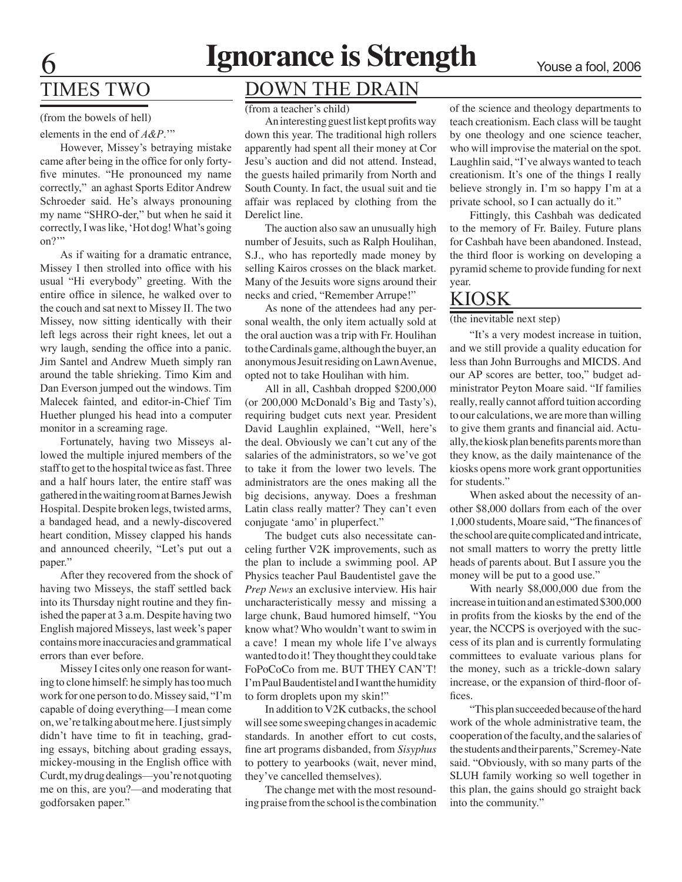# Ignorance is Strength

## TIMES TWO

(from the bowels of hell)

elements in the end of *A&P*.'"

However, Missey's betraying mistake came after being in the office for only forty-five minutes. "He pronounced my name correctly," an aghast Sports Editor Andrew Schroeder said. He's always pronouncing my name "SHRO-der," but when he said it correctly, I was like, 'Hot dog! What's going on?'"

As if waiting for a dramatic entrance, Missey I then strolled into office with his usual "Hi everybody" greeting. With the entire office in silence, he walked over to the couch and sat next to Missey II. The two Missey, now sitting identically with their left legs across their right knees, let out a wry laugh, sending the office into a panic. Jim Santel and Andrew Mueth simply ran around the table shrieking. Timo Kim and Dan Everson jumped out the windows. Tim Malecek fainted, and editor-in-Chief Tim Huether plunged his head into a computer monitor in a screaming rage.

Fortunately, having two Misseys allowed the multiple injured members of the staff to get to the hospital twice as fast. Three and a half hours later, the entire staff was gathered in the waiting room at Barnes Jewish Hospital. Despite broken legs, twisted arms, a bandaged head, and a newly-discovered heart condition, Missey clapped his hands and announced cheerily, "Let's put out a paper."

After they recovered from the shock of having two Misseys, the staff settled back into its Thursday night routine and they finished the paper at 3 a.m. Despite having two English majored Misseys, last week's paper contains more inaccuracies and grammatical errors than ever before.

Missey I cites only one reason for wanting to clone himself: he simply has too much work for one person to do. Missey said, "I'm capable of doing everything—I mean come on, we're talking about me here. I just simply didn't have time to fit in teaching, grading essays, bitching about grading essays, mickey-mousing in the English office with Curdt, my drug dealings—you're not quoting me on this, are you?—and moderating that godforsaken paper."

## DOWN THE DRAIN

(from a teacher's child)

An interesting guest list kept profits way down this year. The traditional high rollers apparently had spent all their money at Cor Jesu's auction and did not attend. Instead, the guests hailed primarily from North and South County. In fact, the usual suit and tie affair was replaced by clothing from the Derelict line.

The auction also saw an unusually high number of Jesuits, such as Ralph Houlihan, S.J., who has reportedly made money by selling Kairos crosses on the black market. Many of the Jesuits wore signs around their necks and cried, "Remember Arrupe!"

As none of the attendees had any personal wealth, the only item actually sold at the oral auction was a trip with Fr. Houlihan to the Cardinals game, although the buyer, an anonymous Jesuit residing on Lawn Avenue, opted not to take Houlihan with him.

All in all, Cashbah dropped $200,000 (or 200,000 McDonald's Big and Tasty's), requiring budget cuts next year. President David Laughlin explained, "Well, here's the deal. Obviously we can't cut any of the salaries of the administrators, so we've got to take it from the lower two levels. The administrators are the ones making all the big decisions, anyway. Does a freshman Latin class really matter? They can't even conjugate 'amo' in pluperfect."

The budget cuts also necessitate canceling further V2K improvements, such as the plan to include a swimming pool. AP Physics teacher Paul Baudentistel gave the *Prep News* an exclusive interview. His hair uncharacteristically messy and missing a large chunk, Baud humored himself, "You know what? Who wouldn't want to swim in a cave! I mean my whole life I've always wanted to do it! They thought they could take FoPoCoCo from me. BUT THEY CAN'T! I'm Paul Baudentistel and I want the humidity to form droplets upon my skin!"

In addition to V2K cutbacks, the school will see some sweeping changes in academic standards. In another effort to cut costs, fine art programs disbanded, from *Sisyphus* to pottery to yearbooks (wait, never mind, they've cancelled themselves).

The change met with the most resounding praise from the school is the combination of the science and theology departments to teach creationism. Each class will be taught by one theology and one science teacher, who will improvise the material on the spot. Laughlin said, "I've always wanted to teach creationism. It's one of the things I really believe strongly in. I'm so happy I'm at a private school, so I can actually do it."

Fittingly, this Cashbah was dedicated to the memory of Fr. Bailey. Future plans for Cashbah have been abandoned. Instead, the third floor is working on developing a pyramid scheme to provide funding for next year.

## KIOSK

(the inevitable next step)

"It's a very modest increase in tuition, and we still provide a quality education for less than John Burroughs and MICDS. And our AP scores are better, too," budget administrator Peyton Moare said. "If families really, really cannot afford tuition according to our calculations, we are more than willing to give them grants and financial aid. Actually, the kiosk plan benefits parents more than they know, as the daily maintenance of the kiosks opens more work grant opportunities for students."

When asked about the necessity of another $8,000 dollars from each of the over 1,000 students, Moare said, "The finances of the school are quite complicated and intricate, not small matters to worry the pretty little heads of parents about. But I assure you the money will be put to a good use."

With nearly $8,000,000 due from the increase in tuition and an estimated $300,000 in profits from the kiosks by the end of the year, the NCCPS is overjoyed with the success of its plan and is currently formulating committees to evaluate various plans for the money, such as a trickle-down salary increase, or the expansion of third-floor offices.

"This plan succeeded because of the hard work of the whole administrative team, the cooperation of the faculty, and the salaries of the students and their parents," Scremey-Nate said. "Obviously, with so many parts of the SLUH family working so well together in this plan, the gains should go straight back into the community."